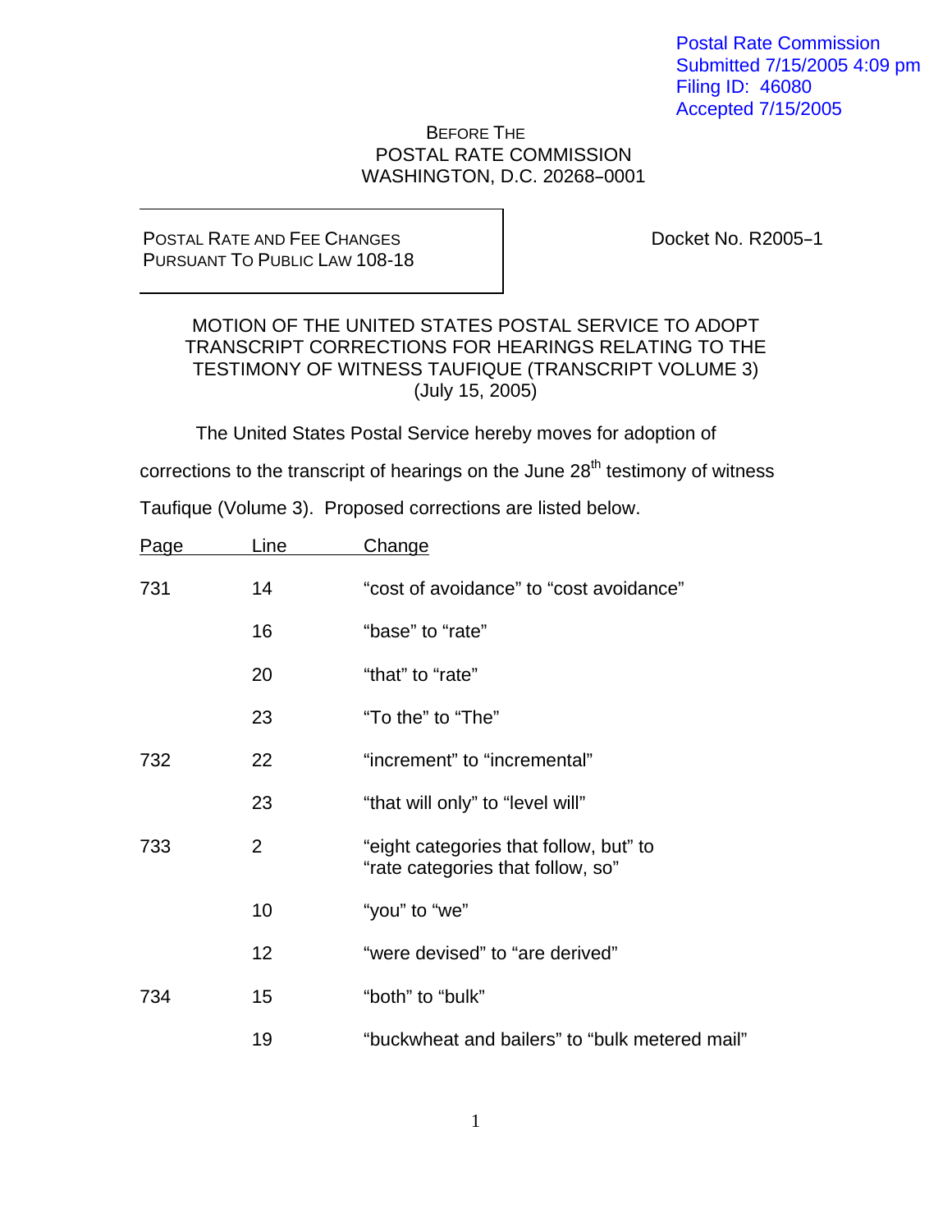Postal Rate Commission
Submitted 7/15/2005 4:09 pm
Filing ID: 46080
Accepted 7/15/2005

BEFORE THE
POSTAL RATE COMMISSION
WASHINGTON, D.C. 20268–0001

POSTAL RATE AND FEE CHANGES
PURSUANT TO PUBLIC LAW 108-18

Docket No. R2005–1

MOTION OF THE UNITED STATES POSTAL SERVICE TO ADOPT TRANSCRIPT CORRECTIONS FOR HEARINGS RELATING TO THE TESTIMONY OF WITNESS TAUFIQUE (TRANSCRIPT VOLUME 3)
(July 15, 2005)

The United States Postal Service hereby moves for adoption of corrections to the transcript of hearings on the June 28th testimony of witness Taufique (Volume 3). Proposed corrections are listed below.

| Page | Line | Change |
|---|---|---|
| 731 | 14 | "cost of avoidance" to "cost avoidance" |
| | 16 | "base" to "rate" |
| | 20 | "that" to "rate" |
| | 23 | "To the" to "The" |
| 732 | 22 | "increment" to "incremental" |
| | 23 | "that will only" to "level will" |
| 733 | 2 | "eight categories that follow, but" to "rate categories that follow, so" |
| | 10 | "you" to "we" |
| | 12 | "were devised" to "are derived" |
| 734 | 15 | "both" to "bulk" |
| | 19 | "buckwheat and bailers" to "bulk metered mail" |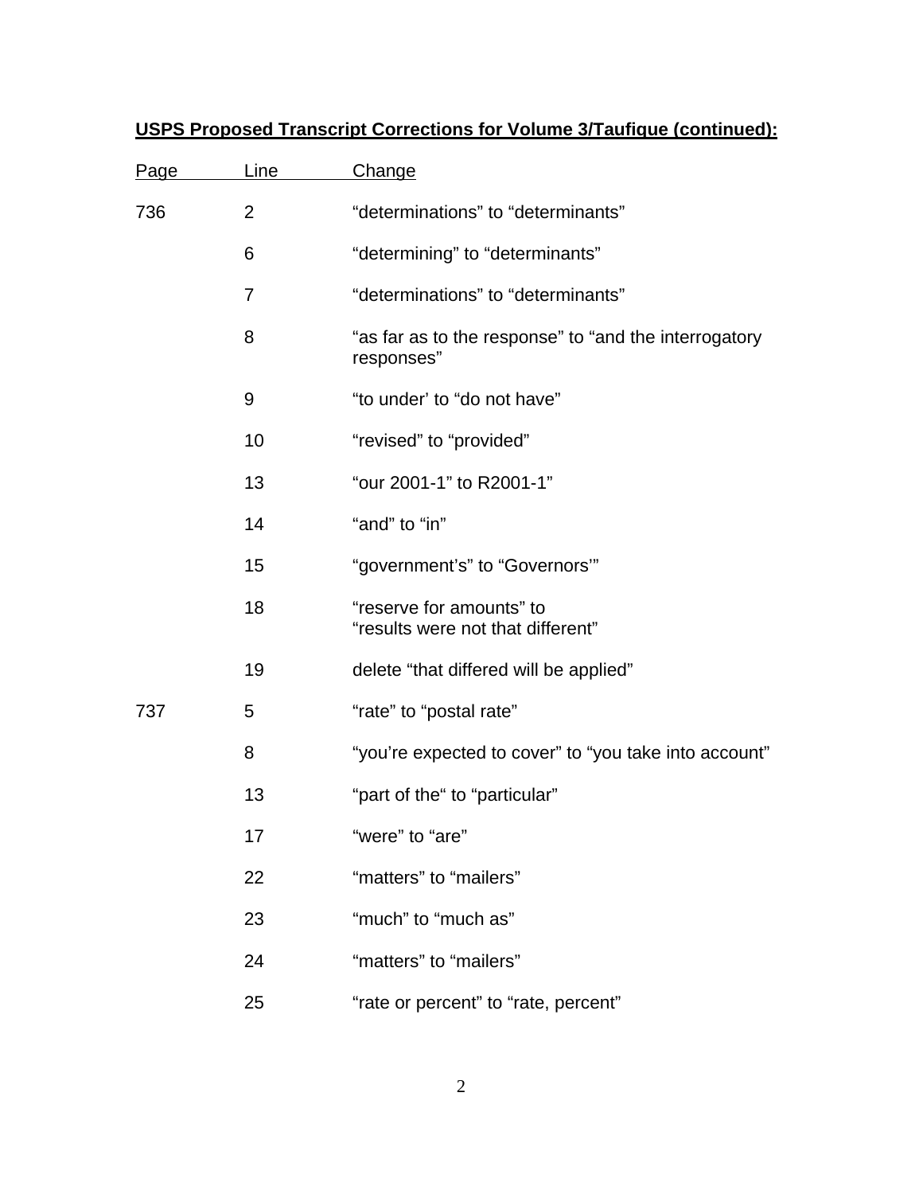**USPS Proposed Transcript Corrections for Volume 3/Taufique (continued):**

| Page | Line | Change |
|---|---|---|
| 736 | 2 | “determinations” to “determinants” |
| | 6 | “determining” to “determinants” |
| | 7 | “determinations” to “determinants” |
| | 8 | “as far as to the response” to “and the interrogatory responses” |
| | 9 | “to under’ to “do not have” |
| | 10 | “revised” to “provided” |
| | 13 | “our 2001-1” to R2001-1” |
| | 14 | “and” to “in” |
| | 15 | “government’s” to “Governors’” |
| | 18 | “reserve for amounts” to “results were not that different” |
| | 19 | delete “that differed will be applied” |
| 737 | 5 | “rate” to “postal rate” |
| | 8 | “you’re expected to cover” to “you take into account” |
| | 13 | “part of the“ to “particular” |
| | 17 | “were” to “are” |
| | 22 | “matters” to “mailers” |
| | 23 | “much” to “much as” |
| | 24 | “matters” to “mailers” |
| | 25 | “rate or percent” to “rate, percent” |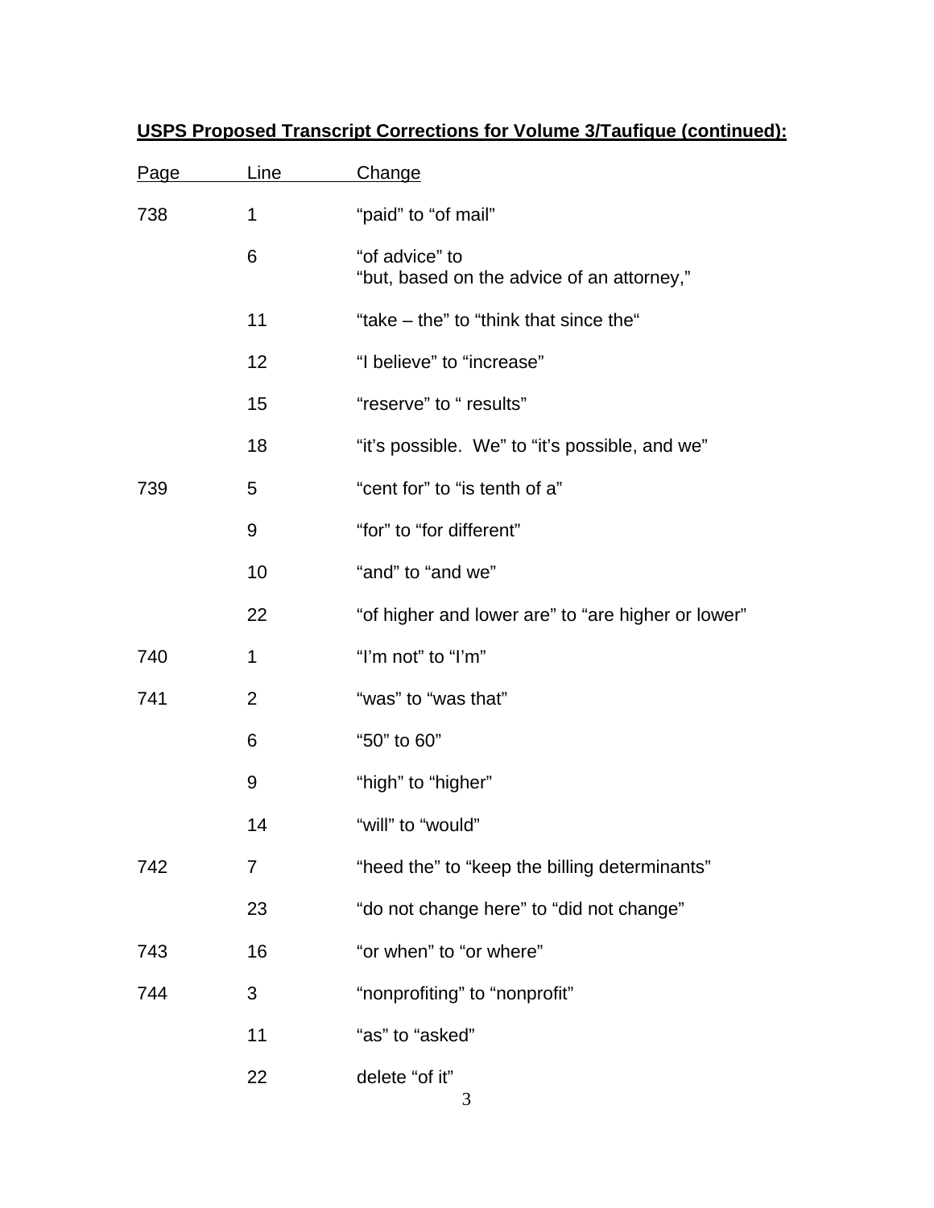**USPS Proposed Transcript Corrections for Volume 3/Taufique (continued):**

| Page | Line | Change |
|---|---|---|
| 738 | 1 | “paid” to “of mail” |
| | 6 | “of advice” to “but, based on the advice of an attorney,” |
| | 11 | “take – the” to “think that since the“ |
| | 12 | “I believe” to “increase” |
| | 15 | “reserve” to “ results” |
| | 18 | “it’s possible. We” to “it’s possible, and we” |
| 739 | 5 | “cent for” to “is tenth of a” |
| | 9 | “for” to “for different” |
| | 10 | “and” to “and we” |
| | 22 | “of higher and lower are” to “are higher or lower” |
| 740 | 1 | “I’m not” to “I’m” |
| 741 | 2 | “was” to “was that” |
| | 6 | “50” to 60” |
| | 9 | “high” to “higher” |
| | 14 | “will” to “would” |
| 742 | 7 | “heed the” to “keep the billing determinants” |
| | 23 | “do not change here” to “did not change” |
| 743 | 16 | “or when” to “or where” |
| 744 | 3 | “nonprofiting” to “nonprofit” |
| | 11 | “as” to “asked” |
| | 22 | delete “of it” |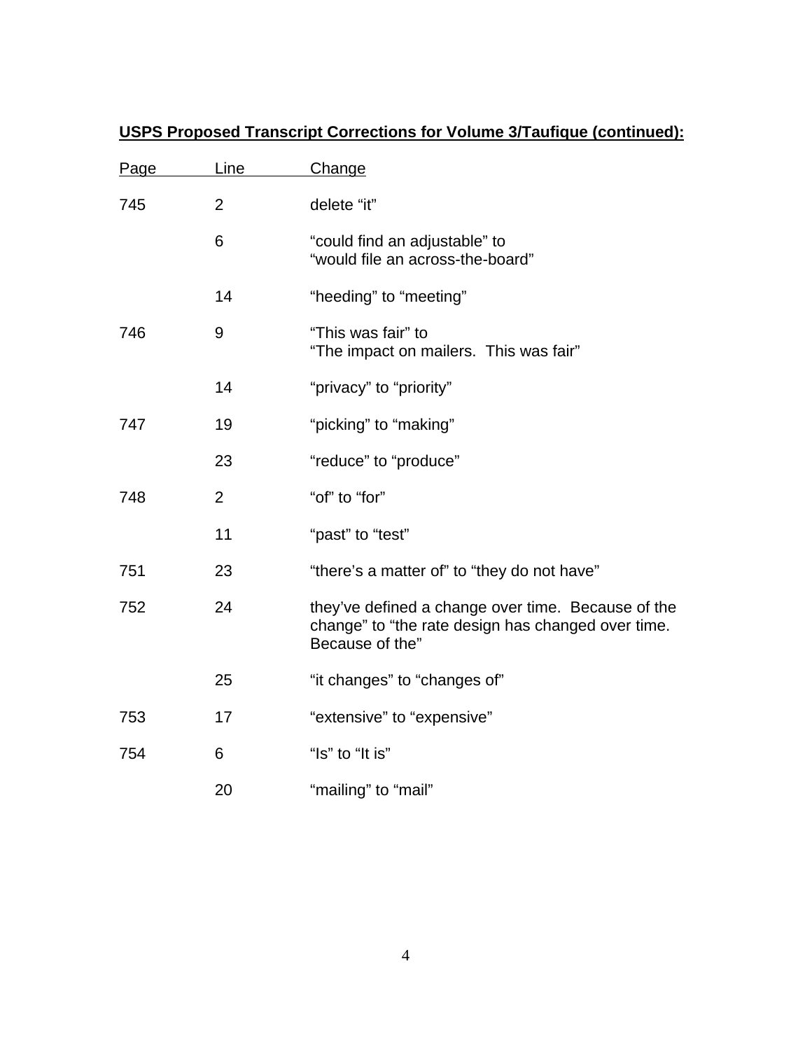**USPS Proposed Transcript Corrections for Volume 3/Taufique (continued):**

| Page | Line | Change |
| --- | --- | --- |
| 745 | 2 | delete "it" |
| | 6 | "could find an adjustable" to "would file an across-the-board" |
| | 14 | "heeding" to "meeting" |
| 746 | 9 | "This was fair" to "The impact on mailers. This was fair" |
| | 14 | "privacy" to "priority" |
| 747 | 19 | "picking" to "making" |
| | 23 | "reduce" to "produce" |
| 748 | 2 | "of" to "for" |
| | 11 | "past" to "test" |
| 751 | 23 | "there's a matter of" to "they do not have" |
| 752 | 24 | they've defined a change over time. Because of the change" to "the rate design has changed over time. Because of the" |
| | 25 | "it changes" to "changes of" |
| 753 | 17 | "extensive" to "expensive" |
| 754 | 6 | "Is" to "It is" |
| | 20 | "mailing" to "mail" |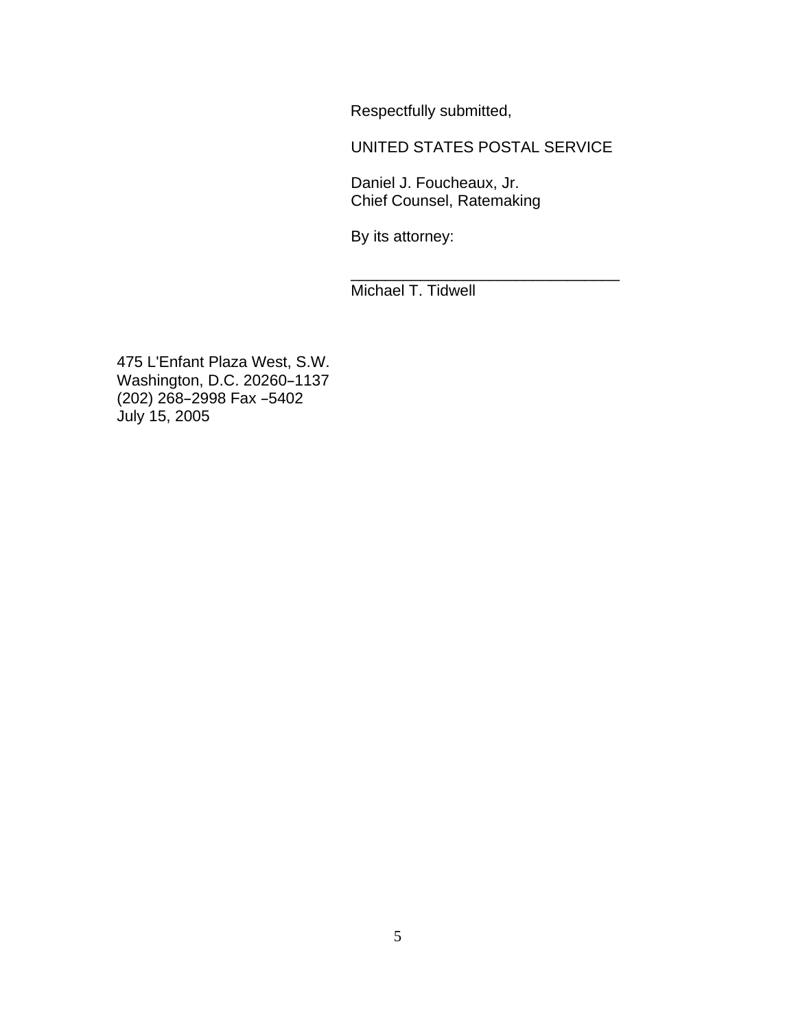Respectfully submitted,

UNITED STATES POSTAL SERVICE

Daniel J. Foucheaux, Jr.
Chief Counsel, Ratemaking

By its attorney:

_________________________________
Michael T. Tidwell

475 L'Enfant Plaza West, S.W.
Washington, D.C. 20260–1137
(202) 268–2998 Fax –5402
July 15, 2005